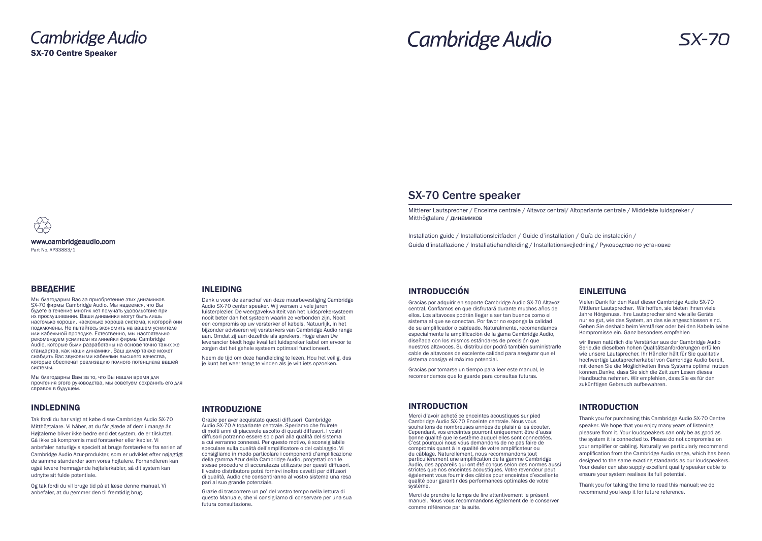Cambridge Audio

**SX-70 Centre Speaker**

www.cambridgeaudio.com

Part No. AP33883/1

Cambridge Audio

SX-70

# SX-70 Centre speaker

Mittlerer Lautsprecher / Enceinte centrale / Altavoz central/ Altoparlante centrale / Middelste luidspreker / Mitthögtalare / динамиков

Installation guide / Installationsleitfaden / Guide d'installation / Guía de instalación / Guida d'installazione / Installatiehandleiding / Installationsvejledning / Руководство по установке

## ВВЕДЕНИЕ

Мы благодарим Вас за приобретение этих динамиков SX-70 фирмы Cambridge Audio. Мы надеемся, что Вы будете в течение многих лет получать удовольствие при их прослушивании. Ваши динамики могут быть лишь настолько хороши, насколько хороша система, к которой они подключены. Не пытайтесь экономить на вашем усилителе или кабельной проводке. Естественно, мы настоятельно рекомендуем усилители из линейки фирмы Cambridge Audio, которые были разработаны на основе точно таких же стандартов, как наши динамики. Ваш дилер также может снабдить Вас звуковыми кабелями высшего качества, которые обеспечат реализацию полного потенциала вашей системы.

Мы благодарны Вам за то, что Вы нашли время для прочтения этого руководства, мы советуем сохранить его для справок в будущем.

## INDLEDNING

Tak fordi du har valgt at købe disse Cambridge Audio SX-70 Mitthögtalare. Vi håber, at du får glæde af dem i mange år. Højtalerne bliver ikke bedre end det system, de er tilsluttet. Gå ikke på kompromis med forstærker eller kabler. Vi anbefaler naturligvis specielt at bruge forstærkere fra serien af Cambridge Audio Azur-produkter, som er udviklet efter nøjagtigt de samme standarder som vores højtalere. Forhandleren kan også levere fremragende højtalerkabler, så dit system kan udnytte sit fulde potentiale.

Og tak fordi du vil bruge tid på at læse denne manual. Vi anbefaler, at du gemmer den til fremtidig brug.

## INLEIDING

Dank u voor de aanschaf van deze muurbevestiging Cambridge Audio SX-70 center speaker. Wij wensen u vele jaren luisterplezier. De weergavekwaliteit van het luidsprekersysteem nooit beter dan het systeem waarin ze verbonden zijn. Nooit een compromis op uw versterker of kabels. Natuurlijk, in het bijzonder adviseren wij versterkers van Cambridge Audio range aan. Omdat zij aan dezelfde als sprekers. Hoge eisen Uw leverancier biedt hoge kwaliteit luidspreker kabel om ervoor te zorgen dat het gehele systeem optimaal functioneert.

Neem de tijd om deze handleiding te lezen. Hou het veilig, dus je kunt het weer terug te vinden als je wilt iets opzoeken.

## INTRODUZIONE

Grazie per aver acquistato questi diffusori Cambridge Audio SX-70 Altoparlante centrale. Speriamo che fruirete di molti anni di piacevole ascolto di questi diffusori. I vostri diffusori potranno essere solo pari alla qualità del sistema a cui verranno connessi. Per questo motivo, è sconsigliabile speculare sulla qualità dell'amplificatore o del cablaggio. Vi consigliamo in modo particolare i componenti d'amplificazione della gamma Azur della Cambridge Audio, progettati con le stesse procedure di accuratezza utilizzate per questi diffusori. Il vostro distributore potrà fornirvi inoltre cavetti per diffusori di qualità, Audio che consentiranno al vostro sistema una resa pari al suo grande potenziale.

Grazie di trascorrere un po' del vostro tempo nella lettura di questo Manuale, che vi consigliamo di conservare per una sua futura consultazione.

## INTRODUCCIÓN

Gracias por adquirir en soporte Cambridge Audio SX-70 Altavoz central. Confiamos en que disfrutará durante muchos años de ellos. Los altavoces podrán llegar a ser tan buenos como el sistema al que se conectan. Por favor no exponga la calidad de su amplificador o cableado. Naturalmente, recomendamos especialmente la amplificación de la gama Cambridge Audio, diseñada con los mismos estándares de precisión que nuestros altavoces. Su distribuidor podrá también suministrarle cable de altavoces de excelente calidad para asegurar que el sistema consiga el máximo potencial.

Gracias por tomarse un tiempo para leer este manual, le recomendamos que lo guarde para consultas futuras.

## INTRODUCTION

Merci d'avoir acheté ce enceintes acoustiques sur pied Cambridge Audio SX-70 Enceinte centrale. Nous vous souhaitons de nombreuses années de plaisir à les écouter. Cependant, vos enceintes pourront uniquement être d'aussi bonne qualité que le système auquel elles sont connectées. C'est pourquoi nous vous demandons de ne pas faire de compromis quant à la qualité de votre amplificateur ou du câblage. Naturellement, nous recommandons tout particulièrement une amplification de la gamme Cambridge Audio, des appareils qui ont été conçus selon des normes aussi strictes que nos enceintes acoustiques. Votre revendeur peut également vous fournir des câbles pour enceintes d'excellente qualité pour garantir des performances optimales de votre système.

Merci de prendre le temps de lire attentivement le présent manuel. Nous vous recommandons également de le conserver comme référence par la suite.

## EINLEITUNG

Vielen Dank für den Kauf dieser Cambridge Audio SX-70 Mittlerer Lautsprecher. Wir hoffen, sie bieten Ihnen viele Jahre Hörgenuss. Ihre Lautsprecher sind wie alle Geräte nur so gut, wie das System, an das sie angeschlossen sind. Gehen Sie deshalb beim Verstärker oder bei den Kabeln keine Kompromisse ein. Ganz besonders empfehlen

wir Ihnen natürlich die Verstärker aus der Cambridge Audio Serie,die dieselben hohen Qualitätsanforderungen erfüllen wie unsere Lautsprecher. Ihr Händler hält für Sie qualitativ hochwertige Lautsprecherkabel von Cambridge Audio bereit, mit denen Sie die Möglichkeiten Ihres Systems optimal nutzen können.Danke, dass Sie sich die Zeit zum Lesen dieses Handbuchs nehmen. Wir empfehlen, dass Sie es für den zukünftigen Gebrauch aufbewahren.

## INTRODUCTION

Thank you for purchasing this Cambridge Audio SX-70 Centre speaker. We hope that you enjoy many years of listening pleasure from it. Your loudspeakers can only be as good as the system it is connected to. Please do not compromise on your amplifier or cabling. Naturally we particularly recommend amplification from the Cambridge Audio range, which has been designed to the same exacting standards as our loudspeakers. Your dealer can also supply excellent quality speaker cable to ensure your system realises its full potential.

Thank you for taking the time to read this manual; we do recommend you keep it for future reference.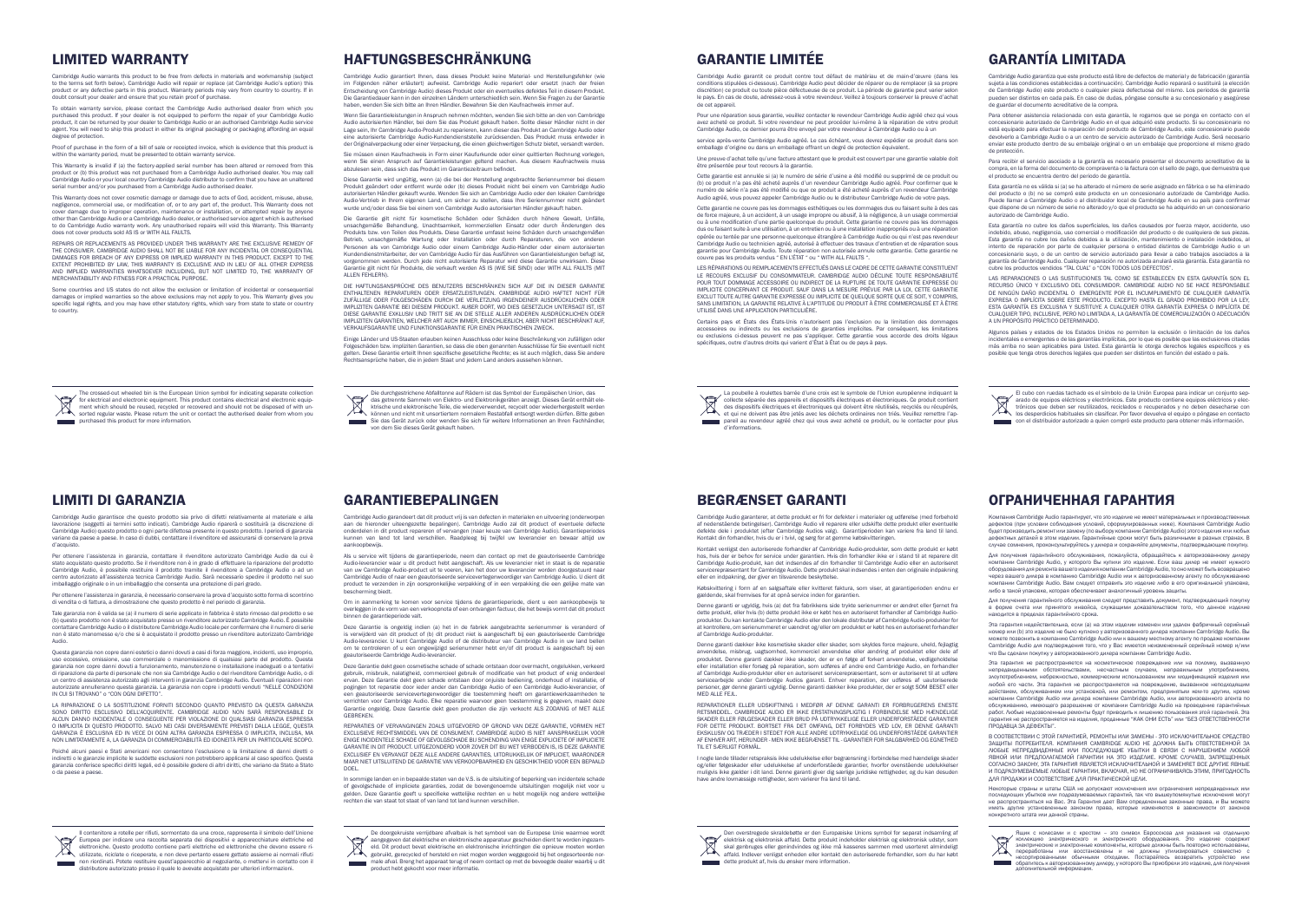# LIMITED WARRANTY

Cambridge Audio warrants this product to be free from defects in materials and workmanship (subject to the terms set forth below). Cambridge Audio will repair or replace (at Cambridge Audio's option) this product or any defective parts in this product. Warranty periods may vary from country to country. If in doubt consult your dealer and ensure that you retain proof of purchase.

To obtain warranty service, please contact the Cambridge Audio authorised dealer from which you purchased this product. If your dealer is not equipped to perform the repair of your Cambridge Audio product, it can be returned by your dealer to Cambridge Audio or an authorised Cambridge Audio service agent. You will need to ship this product in either its original packaging or packaging affording an equal degree of protection.

Proof of purchase in the form of a bill of sale or receipted invoice, which is evidence that this product is within the warranty period, must be presented to obtain warranty service.

This Warranty is invalid if (a) the factory-applied serial number has been altered or removed from this product or (b) this product was not purchased from a Cambridge Audio authorised dealer. You may call Cambridge Audio or your local country Cambridge Audio distributor to confirm that you have an unaltered serial number and/or you purchased from a Cambridge Audio authorised dealer.

This Warranty does not cover cosmetic damage or damage due to acts of God, accident, misuse, abuse, negligence, commercial use, or modification of, or to any part of, the product. This Warranty does not cover damage due to improper operation, maintenance or installation, or attempted repair by anyone other than Cambridge Audio or a Cambridge Audio dealer, or authorised service agent which is authorised to do Cambridge Audio warranty work. Any unauthorised repairs will void this Warranty. This Warranty does not cover products sold AS IS or WITH ALL FAULTS.

REPAIRS OR REPLACEMENTS AS PROVIDED UNDER THIS WARRANTY ARE THE EXCLUSIVE REMEDY OF THE CONSUMER. CAMBRIDGE AUDIO SHALL NOT BE LIABLE FOR ANY INCIDENTAL OR CONSEQUENTIAL DAMAGES FOR BREACH OF ANY EXPRESS OR IMPLIED WARRANTY IN THIS PRODUCT. EXCEPT TO THE EXTENT PROHIBITED BY LAW, THIS WARRANTY IS EXCLUSIVE AND IN LIEU OF ALL OTHER EXPRESS AND IMPLIED WARRANTIES WHATSOEVER INCLUDING, BUT NOT LIMITED TO, THE WARRANTY OF MERCHANTABILITY AND FITNESS FOR A PRACTICAL PURPOSE.

Some countries and US states do not allow the exclusion or limitation of incidental or consequential damages or implied warranties so the above exclusions may not apply to you. This Warranty gives you specific legal rights, and you may have other statutory rights, which vary from state to state or country to country.

The crossed-out wheeled bin is the European Union symbol for indicating separate collection for electrical and electronic equipment. This product contains electrical and electronic equipment which should be reused, recycled or recovered and should not be disposed of with unsorted regular waste. Please return the unit or contact the authorised dealer from whom you purchased this product for more information.

# HAFTUNGSBESCHRÄNKUNG

Cambridge Audio garantiert Ihnen, dass dieses Produkt keine Material- und Herstellungsfehler (wie im Folgenden näher erläutert) aufweist. Cambridge Audio repariert oder ersetzt (nach der freien Entscheidung von Cambridge Audio) dieses Produkt oder ein eventuelles defektes Teil in diesem Produkt. Die Garantiedauer kann in den einzelnen Ländern unterschiedlich sein. Wenn Sie Fragen zu der Garantie haben, wenden Sie sich bitte an Ihren Händler. Bewahren Sie den Kaufnachweis immer auf.

Wenn Sie Garantieleistungen in Anspruch nehmen möchten, wenden Sie sich bitte an den von Cambridge Audio autorisierten Händler, bei dem Sie das Produkt gekauft haben. Sollte dieser Händler nicht in der Lage sein, Ihr Cambridge Audio Produkt zu reparieren, kann dieser das Produkt an Cambridge Audio oder eine autorisierte Cambridge Audio-Kundendienststelle zurücksenden. Das Produkt muss entweder in der Originalverpackung oder einer Verpackung, die einen gleichwertigen Schutz bietet, versandt werden.

Sie müssen einen Kaufnachweis in Form einer Kaufurkunde oder einer quittierten Rechnung vorlegen, wenn Sie einen Anspruch auf Garantieleistungen geltend machen. Aus diesem Kaufnachweis muss abzulesen sein, dass sich das Produkt im Garantiezeitraum befindet.

Diese Garantie wird ungültig, wenn (a) die bei der Herstellung angebrachte Seriennummer bei diesem Produkt geändert oder entfernt wurde oder (b) dieses Produkt nicht bei einem von Cambridge Audio autorisierten Händler gekauft wurde. Wenden Sie sich an Cambridge Audio oder den lokalen Cambridge Audio-Vertrieb in Ihrem eigenen Land, um sicher zu stellen, dass Ihre Seriennummer nicht geändert wurde und/oder dass Sie bei einem von Cambridge Audio autorisierten Händler gekauft haben.

Die Garantie gilt nicht für kosmetische Schäden oder Schäden durch höhere Gewalt, Unfälle, unsachgemäße Behandlung, Unachtsamkeit, kommerziellen Einsatz oder durch Änderungen des Produkts bzw. von Teilen des Produkts. Diese Garantie umfasst keine Schäden durch unsachgemäßen Betrieb, unsachgemäße Wartung oder Installation oder durch Reparaturen, die von anderen Personen als von Cambridge Audio oder einem Cambridge Audio-Händler oder einem autorisierten Kundendienstmitarbeiter, der von Cambridge Audio für das Ausführen von Garantieleistungen befugt ist, vorgenommen werden. Durch jede nicht autorisierte Reparatur wird diese Garantie unwirksam. Diese Garantie gilt nicht für Produkte, die verkauft werden AS IS (WIE SIE SIND) oder WITH ALL FAULTS (MIT ALLEN FEHLERN).

DIE HAFTUNGSANSPRÜCHE DES BENUTZERS BESCHRÄNKEN SICH AUF DIE IN DIESER GARANTIE ENTHALTENEN REPARATUREN ODER ERSATZLEISTUNGEN. CAMBRIDGE AUDIO HAFTET NICHT FÜR ZUFÄLLIGE ODER FOLGESCHÄDEN DURCH DIE VERLETZUNG IRGENDEINER AUSDRÜCKLICHEN ODER IMPLIZITEN GARANTIE BEI DIESEM PRODUKT. AUßER DORT, WO DIES GESETZLICH UNTERSAGT IST, IST DIESE GARANTIE EXKLUSIV UND TRITT SIE AN DIE STELLE ALLER ANDEREN AUSDRÜCKLICHEN ODER IMPLIZITEN GARANTIEN, WELCHER ART AUCH IMMER, EINSCHLIEßLICH, ABER NICHT BESCHRÄNKT AUF, VERKAUFSGARANTIE UND FUNKTIONSGARANTIE FÜR EINEN PRAKTISCHEN ZWECK.

Einige Länder und US-Staaten erlauben keinen Ausschluss oder keine Beschränkung von zufälligen oder Folgeschäden bzw. impliziten Garantien, so dass die oben genannten Ausschlüsse für Sie eventuell nicht gelten. Diese Garantie erteilt Ihnen spezifische gesetzliche Rechte; es ist auch möglich, dass Sie andere Rechtsansprüche haben, die in jedem Staat und jedem Land anders aussehen können.

Die durchgestrichene Abfalltonne auf Rädern ist das Symbol der Europäischen Union, das das getrennte Sammeln von Elektro- und Elektronikgeräten anzeigt. Dieses Gerät enthält elektrische und elektronische Teile, die wiederverwendet, recycelt oder wiederhergestellt werden können und nicht mit unsortiertem normalem Restabfall entsorgt werden dürfen. Bitte geben Sie das Gerät zurück oder wenden Sie sich für weitere Informationen an Ihren Fachhändler, von dem Sie dieses Gerät gekauft haben.

# GARANTIE LIMITÉE

Cambridge Audio garantit ce produit contre tout défaut de matériau et de main-d'œuvre (dans les conditions stipulées ci-dessous). Cambridge Audio peut décider de réparer ou de remplacer (à sa propre discrétion) ce produit ou toute pièce défectueuse de ce produit. La période de garantie peut varier selon le pays. En cas de doute, adressez-vous à votre revendeur. Veillez à toujours conserver la preuve d'achat de cet appareil.

Pour une réparation sous garantie, veuillez contacter le revendeur Cambridge Audio agréé chez qui vous avez acheté ce produit. Si votre revendeur ne peut procéder lui-même à la réparation de votre produit Cambridge Audio, ce dernier pourra être envoyé par votre revendeur à Cambridge Audio ou à un

service après-vente Cambridge Audio agréé. Le cas échéant, vous devez expédier ce produit dans son emballage d'origine ou dans un emballage offrant un degré de protection équivalent.

Une preuve d'achat telle qu'une facture attestant que le produit est couvert par une garantie valable doit être présentée pour tout recours à la garantie.

Cette garantie est annulée si (a) le numéro de série d'usine a été modifié ou supprimé de ce produit ou (b) ce produit n'a pas été acheté auprès d'un revendeur Cambridge Audio agréé. Pour confirmer que le numéro de série n'a pas été modifié ou que ce produit a été acheté auprès d'un revendeur Cambridge Audio agréé, vous pouvez appeler Cambridge Audio ou le distributeur Cambridge Audio de votre pays.

Cette garantie ne couvre pas les dommages esthétiques ou les dommages dus ou faisant suite à des cas de force majeure, à un accident, à un usage impropre ou abusif, à la négligence, à un usage commercial ou à une modification d'une partie quelconque du produit. Cette garantie ne couvre pas les dommages dus ou faisant suite à une utilisation, à un entretien ou à une installation inappropriés ou à une réparation opérée ou tentée par une personne quelconque étrangère à Cambridge Audio ou qui n'est pas revendeur Cambridge Audio ou technicien agréé, autorisé à effectuer des travaux d'entretien et de réparation sous garantie pour Cambridge Audio. Toute réparation non autorisée annule cette garantie. Cette garantie ne couvre pas les produits vendus " EN L'ÉTAT " ou " WITH ALL FAULTS ".

LES RÉPARATIONS OU REMPLACEMENTS EFFECTUÉS DANS LE CADRE DE CETTE GARANTIE CONSTITUENT LE RECOURS EXCLUSIF DU CONSOMMATEUR. CAMBRIDGE AUDIO DÉCLINE TOUTE RESPONSABILITÉ POUR TOUT DOMMAGE ACCESSOIRE OU INDIRECT DE LA RUPTURE DE TOUTE GARANTIE EXPRESSE OU IMPLICITE CONCERNANT CE PRODUIT. SAUF DANS LA MESURE PRÉVUE PAR LA LOI, CETTE GARANTIE EXCLUT TOUTE AUTRE GARANTIE EXPRESSE OU IMPLICITE DE QUELQUE SORTE QUE CE SOIT, Y COMPRIS, SANS LIMITATION, LA GARANTIE RELATIVE À L'APTITUDE DU PRODUIT À ÊTRE COMMERCIALISÉ ET À ÊTRE UTILISÉ DANS UNE APPLICATION PARTICULIÈRE.

Certains pays et États des États-Unis n'autorisent pas l'exclusion ou la limitation des dommages accessoires ou indirects ou les exclusions de garanties implicites. Par conséquent, les limitations ou exclusions ci-dessus peuvent ne pas s'appliquer. Cette garantie vous accorde des droits légaux spécifiques, outre d'autres droits qui varient d'État à État ou de pays à pays.

La poubelle à roulettes barrée d'une croix est le symbole de l'Union européenne indiquant la collecte séparée des appareils et dispositifs électriques et électroniques. Ce produit contient des dispositifs électriques et électroniques qui doivent être réutilisés, recyclés ou récupérés, et qui ne doivent pas être jetés avec les déchets ordinaires non triés. Veuillez remettre l'appareil au revendeur agréé chez qui vous avez acheté ce produit, ou le contacter pour plus d'informations.

# GARANTÍA LIMITADA

Cambridge Audio garantiza que este producto está libre de defectos de material y de fabricación (garantía sujeta a las condiciones establecidas a continuación). Cambridge Audio reparará o sustituirá (a elección de Cambridge Audio) este producto o cualquier pieza defectuosa del mismo. Los periodos de garantía pueden ser distintos en cada país. En caso de dudas, póngase en contacto con su concesionario y asegúrese de guardar el documento acreditativo de la compra.

Para obtener asistencia relacionada con esta garantía, le rogamos que se ponga en contacto con el concesionario autorizado de Cambridge Audio en el que adquirió este producto. Si su concesionario no está equipado para efectuar la reparación del producto de Cambridge Audio, este concesionario puede devolverlo a Cambridge Audio o a un centro de servicio autorizado de Cambridge Audio. Será necesario enviar este producto dentro de su embalaje original o en un embalaje que proporcione el mismo grado de protección.

Para recibir el servicio asociado a la garantía es necesario presentar el documento acreditativo de la compra, en la forma del documento de compraventa o la factura con el sello de pago, que demuestra que el producto se encuentra dentro del periodo de garantía.

Esta garantía no es válida si (a) se ha alterado el número de serie asignado en fábrica o se ha eliminado del producto o (b) no se compró este producto en un concesionario autorizado de Cambridge Audio. Puede llamar a Cambridge Audio o al distribuidor local de Cambridge Audio en su país para confirmar que dispone de un número de serie no alterado y/o que el producto se ha adquirido en un concesionario autorizado de Cambridge Audio.

Esta garantía no cubre los daños superficiales, los daños causados por fuerza mayor, accidente, uso indebido, abuso, negligencia, uso comercial o modificación del producto o de cualquiera de sus piezas. Esta garantía no cubre los daños debidos a la utilización, mantenimiento o instalación indebidos, al intento de reparación por parte de cualquier persona o entidad distintas de Cambridge Audio o un concesionario suyo, o de un centro de servicio autorizado para llevar a cabo trabajos asociados a la garantía de Cambridge Audio. Cualquier reparación no autorizada anulará esta garantía. Esta garantía no cubre los productos vendidos "TAL CUAL" o "CON TODOS LOS DEFECTOS".

LAS REPARACIONES O LAS SUSTITUCIONES TAL COMO SE ESTABLECEN EN ESTA GARANTÍA SON EL RECURSO ÚNICO Y EXCLUSIVO DEL CONSUMIDOR. CAMBRIDGE AUDIO NO SE HACE RESPONSABLE DE NINGÚN DAÑO INCIDENTAL O EMERGENTE POR EL INCUMPLIMIENTO DE CUALQUIER GARANTÍA EXPRESA O IMPLÍCITA SOBRE ESTE PRODUCTO. EXCEPTO HASTA EL GRADO PROHIBIDO POR LA LEY, ESTA GARANTÍA ES EXCLUSIVA Y SUSTITUYE A CUALQUIER OTRA GARANTÍA EXPRESA O IMPLÍCITA DE CUALQUIER TIPO, INCLUSIVE, PERO NO LIMITADA A, LA GARANTÍA DE COMERCIALIZACIÓN O ADECUACIÓN A UN PROPÓSITO PRÁCTICO DETERMINADO.

Algunos países y estados de los Estados Unidos no permiten la exclusión o limitación de los daños incidentales o emergentes o de las garantías implícitas, por lo que es posible que las exclusiones citadas más arriba no sean aplicables para Usted. Esta garantía le otorga derechos legales específicos y es posible que tenga otros derechos legales que pueden ser distintos en función del estado o país.

El cubo con ruedas tachado es el símbolo de la Unión Europea para indicar un conjunto separado de equipos eléctricos y electrónicos. Este producto contiene equipos eléctricos y electrónicos que deben ser reutilizados, reciclados o recuperados y no deben desecharse con los desperdicios habituales sin clasificar. Por favor devuelva el equipo o póngase en contacto con el distribuidor autorizado a quien compró este producto para obtener más información.

# LIMITI DI GARANZIA

Cambridge Audio garantisce che questo prodotto sia privo di difetti relativamente al materiale e alla lavorazione (soggetti ai termini sotto indicati). Cambridge Audio riparerà o sostituirà (a discrezione di Cambridge Audio) questo prodotto o ogni parte difettosa presente in questo prodotto. I periodi di garanzia variano da paese a paese. In caso di dubbi, contattare il rivenditore ed assicurarsi di conservare la prova d'acquisto.

Per ottenere l'assistenza in garanzia, contattare il rivenditore autorizzato Cambridge Audio da cui è stato acquistato questo prodotto. Se il rivenditore non è in grado di effettuare la riparazione del prodotto Cambridge Audio, è possibile restituire il prodotto tramite il rivenditore a Cambridge Audio o ad un centro autorizzato all'assistenza tecnica Cambridge Audio. Sarà necessario spedire il prodotto nel suo imballaggio originale o in un imballaggio che consenta una protezione di pari grado.

Per ottenere l'assistenza in garanzia, è necessario conservare la prova d'acquisto sotto forma di scontrino di vendita o di fattura, a dimostrazione che questo prodotto è nel periodo di garanzia.

Tale garanzia non è valida se (a) il numero di serie applicato in fabbrica è stato rimosso dal prodotto o se (b) questo prodotto non è stato acquistato presso un rivenditore autorizzato Cambridge Audio. È possibile contattare Cambridge Audio o il distributore Cambridge Audio locale per confermare che il numero di serie non è stato manomesso e/o che si è acquistato il prodotto presso un rivenditore autorizzato Cambridge Audio.

Questa garanzia non copre danni estetici o danni dovuti a casi di forza maggiore, incidenti, uso improprio, uso eccessivo, omissione, use commerciale o manomissione di qualsiasi parte del prodotto. Questa garanzia non copre danni dovuti a funzionamento, manutenzione o installazione inadeguati o a tentativi di riparazione da parte di personale che non sia Cambridge Audio o del rivenditore Cambridge Audio, o di un centro di assistenza autorizzato agli interventi in garanzia Cambridge Audio. Eventuali riparazioni non autorizzate annulleranno questa garanzia. La garanzia non copre i prodotti venduti "NELLE CONDIZIONI IN CUI SI TROVANO" o "CON OGNI DIFETTO".

LA RIPARAZIONE O LA SOSTITUZIONE FORNITI SECONDO QUANTO PREVISTO DA QUESTA GARANZIA SONO DIRITTO ESCLUSIVO DELL'ACQUIRENTE. CAMBRIDGE AUDIO NON SARÀ RESPONSABILE DI ALCUN DANNO INCIDENTALE O CONSEGUENTE PER VIOLAZIONE DI QUALSIASI GARANZIA ESPRESSA O IMPLICITA DI QUESTO PRODOTTO. SALVO NEI CASI DIVERSAMENTE PREVISTI DALLA LEGGE, QUESTA GARANZIA È ESCLUSIVA ED IN VECE DI OGNI ALTRA GARANZIA ESPRESSA O IMPLICITA, INCLUSA, MA NON LIMITATAMENTE A, LA GARANZIA DI COMMERCIABILITÀ ED IDONEITÀ PER UN PARTICOLARE SCOPO.

Poiché alcuni paesi e Stati americani non consentono l'esclusione o la limitazione di danni diretti o indiretti o le garanzie implicite le suddette esclusioni non potrebbero applicarsi al caso specifico. Questa garanzia conferisce specifici diritti legali, ed è possibile godere di altri diritti, che variano da Stato a Stato o da paese a paese.

Il contenitore a rotelle per rifiuti, sormontato da una croce, rappresenta il simbolo dell'Unione Europea per indicare una raccolta separata dei dispositivi e apparecchiature elettriche ed elettroniche. Questo prodotto contiene parti elettriche ed elettroniche che devono essere riutilizzate, riciclate o ricuperate, e non deve pertanto essere gettato assieme ai normali rifiuti non riordinati. Potete restituire quest'apparecchio al negoziante, o mettervi in contatto con il distributore autorizzato presso il quale lo avevate acquistato per ulteriori informazioni.

# GARANTIEBEPALINGEN

Cambridge Audio garandeert dat dit product vrij is van defecten in materialen en uitvoering (onderworpen aan de hieronder uiteengezette bepalingen). Cambridge Audio zal dit product of eventuele defecte onderdelen in dit product repareren of vervangen (naar keuze van Cambridge Audio). Garantieperiodes kunnen van land tot land verschillen. Raadpleeg bij twijfel uw leverancier en bewaar altijd uw aankoopbewijs.

Als u service wilt tijdens de garantieperiode, neem dan contact op met de geautoriseerde Cambridge Audio-leverancier waar u dit product hebt aangeschaft. Als uw leverancier niet in staat is de reparatie van uw Cambridge Audio-product uit te voeren, kan het door uw leverancier worden doorgestuurd naar Cambridge Audio of naar een geautoriseerde servicevertegenwoordiger van Cambridge Audio. U dient dit product te verzenden in zijn oorspronkelijke verpakking of in een verpakking die een gelijke mate van bescherming biedt.

Om in aanmerking te komen voor service tijdens de garantieperiode, dient u een aankoopbewijs te overleggen in de vorm van een verkoopnota of een ontvangen factuur, die het bewijs vormt dat dit product binnen de garantieperiode valt.

Deze Garantie is ongeldig indien (a) het in de fabriek aangebrachte serienummer is veranderd of is verwijderd van dit product of (b) dit product niet is aangeschaft bij een geautoriseerde Cambridge Audio-leverancier. U kunt Cambridge Audio of de distributeur van Cambridge Audio in uw land bellen om te controleren of u een ongewijzigd serienummer hebt en/of dit product is aangeschaft bij een geautoriseerde Cambridge Audio-leverancier.

Deze Garantie dekt geen cosmetische schade of schade ontstaan door overmacht, ongelukken, verkeerd gebruik, misbruik, nalatigheid, commercieel gebruik of modificatie van het product of enig onderdeel ervan. Deze Garantie dekt geen schade ontstaan door onjuiste bediening, onderhoud of installatie, of pogingen tot reparatie door iemand anders dan Cambridge Audio of een Cambridge Audio-leverancier, of een geautoriseerde servicevertegenwoordiger die toestemming heeft om garantiewerkzaamheden te verrichten voor Cambridge Audio. Elke reparatie waarvoor geen toestemming is gegeven, maakt deze Garantie ongeldig. Deze Garantie dekt geen producten die zijn verkocht ALS ZODANIG of MET ALLE GEBREKEN.

REPARATIES OF VERVANGINGEN ZOALS UITGEVOERD OP GROND VAN DEZE GARANTIE, VORMEN HET EXCLUSIEVE RECHTSMIDDEL VAN DE CONSUMENT. CAMBRIDGE AUDIO IS NIET AANSPRAKELIJK VOOR ENIGE INCIDENTELE SCHADE OF GEVOLGSCHADE BIJ SCHENDING VAN ENIGE EXPLICIETE OF IMPLICIETE GARANTIE IN DIT PRODUCT. UITGEZONDERD VOOR ZOVER DIT BIJ WET VERBODEN IS, IS DEZE GARANTIE EXCLUSIEF EN VERVANGT DEZE ALLE ANDERE GARANTIES, UITDRUKKELIJK OF IMPLICIET, WAARONDER MAAR NIET UITSLUITEND DE GARANTIE VAN VERKOOPBAARHEID EN GESCHIKTHEID VOOR EEN BEPAALD DOEL.

In sommige landen en in bepaalde staten van de V.S. is de uitsluiting of beperking van incidentele schade of gevolgschade of impliciete garanties, zodat de bovengenoemde uitsluitingen mogelijk niet voor u gelden. Deze Garantie geeft u specifieke wettelijke rechten en u hebt mogelijk nog andere wettelijke rechten die van staat tot staat of van land tot land kunnen verschillen.

De doorgekruiste verrijdbare afvalbak is het symbool van de Europese Unie waarmee wordt aangegeven dat elektrische en elektronische apparatuur gescheiden dient te worden ingezameld. Dit product bevat elektrische en elektronische inrichtingen die opnieuw moeten worden gebruikt, gerecycled of hersteld en niet mogen worden weggegooid bij het ongesorteerde normale afval. Breng het apparaat terug of neem contact op met de bevoegde dealer waarbij u dit product hebt gekocht voor meer informatie.

# BEGRÆNSET GARANTI

Cambridge Audio garanterer, at dette produkt er fri for defekter i materialer og udførelse (med forbehold af nedenstående betingelser). Cambridge Audio vil reparere eller udskifte dette produkt eller eventuelle defekte dele i produktet (efter Cambridge Audios valg). Garantiperioden kan variere fra land til land. Kontakt din forhandler, hvis du er i tvivl, og sørg for at gemme købskvitteringen.

Kontakt venligst den autoriserede forhandler af Cambridge Audio-produkter, som dette produkt er købt hos, hvis der er behov for service under garantien. Hvis din forhandler ikke er i stand til at reparere dit Cambridge Audio-produkt, kan det indsendes af din forhandler til Cambridge Audio eller en autoriseret servicerepræsentant for Cambridge Audio. Dette produkt skal indsendes i enten den originale indpakning eller en indpakning, der giver en tilsvarende beskyttelse.

Købskvittering i form af en salgsaftale eller kvitteret faktura, som viser, at garantiperioden endnu er gældende, skal fremvises for at opnå service inden for garantien.

Denne garanti er ugyldig, hvis (a) det fra fabrikkens side trykte serienummer er ændret eller fjernet fra dette produkt, eller hvis (b) dette produkt ikke er købt hos en autoriseret forhandler af Cambridge Audio-produkter. Du kan kontakte Cambridge Audio eller den lokale distributør af Cambridge Audio-produkter for at kontrollere, om serienummeret er uændret og/eller om produktet er købt hos en autoriseret forhandler af Cambridge Audio-produkter.

Denne garanti dækker ikke kosmetiske skader eller skader, som skyldes force majeure, uheld, fejlagtig anvendelse, misbrug, uagtsomhed, kommerciel anvendelse eller ændring af produktet eller dele af produktet. Denne garanti dækker ikke skader, der er en følge af forkert anvendelse, vedligeholdelse eller installation eller forsøg på reparation, som udføres af andre end Cambridge Audio, en forhandler af Cambridge Audio-produkter eller en autoriseret servicerepræsentant, som er autoriseret til at udføre servicearbejde under Cambridge Audios garanti. Enhver reparation, der udføres af uautoriserede personer, gør denne garanti ugyldig. Denne garanti dækker ikke produkter, der er solgt SOM BESET eller MED ALLE FEJL.

REPARATIONER ELLER UDSKIFTNING I MEDFØR AF DENNE GARANTI ER FORBRUGERENS ENESTE RETSMIDDEL. CAMBRIDGE AUDIO ER IKKE ERSTATNINGSPLIGTIG I FORBINDELSE MED HÆNDELIGE SKADER ELLER FØLGESKADER ELLER BRUD PÅ UDTRYKKELIGE ELLER UNDERFORSTÅEDE GARANTIER FOR DETTE PRODUKT. BORTSET FRA DET OMFANG, DET FORBYDES VED LOV, ER DENNE GARANTI EKSKLUSIV OG TRÆDER I STEDET FOR ALLE ANDRE UDTRYKKELIGE OG UNDERFORSTÅEDE GARANTIER AF ENHVER ART, HERUNDER - MEN IKKE BEGRÆNSET TIL - GARANTIER FOR SALGBARHED OG EGNETHED TIL ET SÆRLIGT FORMÅL.

I nogle lande tillader retspraksis ikke udelukkelse eller begrænsning i forbindelse med hændelige skader og/eller følgeskader eller udelukkelse af underforståede garantier, hvorfor ovenstående udelukkelser muligvis ikke gælder i dit land. Denne garanti giver dig særlige juridiske rettigheder, og du kan desuden have andre lovmæssige rettigheder, som varierer fra land til land.

Den overstregede skraldebøtte er den Europæiske Unions symbol for separat indsamling af elektrisk og elektronisk affald. Dette produkt indeholder elektrisk og elektronisk udstyr, som skal genbruges eller genvindes og ikke må kasseres sammen med usorteret almindeligt affald. Indlever venligst enheden eller kontakt den autoriserede forhandler, som du har købt dette produkt af, hvis du ønsker mere information.

# ОГРАНИЧЕННАЯ ГАРАНТИЯ

Компания Cambridge Audio гарантирует, что это изделие не имеет материальных и производственных дефектов (при условии соблюдения условий, сформулированных ниже). Компания Cambridge Audio будет производить ремонт или замену (по выбору компании Cambridge Audio) этого изделия или любых дефектных деталей в этом изделии. Гарантийные сроки могут быть различными в разных странах. В случае сомнения, проконсультируйтесь у дилера и сохраняйте документы, подтверждающие покупку.

Для получения гарантийного обслуживания, пожалуйста, обращайтесь к авторизованному дилеру компании Cambridge Audio, у которого Вы купили это изделие. Если ваш дилер не имеет нужного оборудования для ремонта вашего изделия компании Cambridge Audio, то оно может быть возвращено через вашего дилера в компанию Cambridge Audio или к авторизованному агенту по обслуживанию компании Cambridge Audio. Вам следует отправить это изделие либо в его оригинальной упаковке, либо в такой упаковке, которая обеспечивает аналогичный уровень защиты.

Для получения гарантийного обслуживания следует представить документ, подтверждающий покупку в форме счета или принятого инвойса, служащими доказательством того, что данное изделие находится в пределах гарантийного срока.

Эта гарантия недействительна, если (a) на этом изделии изменен или удален фабричный серийный номер или (b) это изделие не было куплено у авторизованного дилера компании Cambridge Audio. Вы можете позвонить в компанию Cambridge Audio или к вашему местному агенту по продажам компании Cambridge Audio для подтверждения того, что у Вас имеется неизмененный серийный номер и/или что Вы сделали покупку у авторизованного дилера компании Cambridge Audio.

Эта гарантия не распространяется на косметические повреждения или на поломку, вызванную непредвиденными обстоятельствами, несчастным случаем, неправильным употреблением, злоупотреблением, небрежностью, коммерческим использованием или модификацией изделия или любой его части. Эта гарантия не распространяется на повреждения, вызванные неподходящими действиями, обслуживанием или установкой, или ремонтом, предпринятым кем-то другим, кроме компании Cambridge Audio или дилера компании Cambridge Audio, или авторизованного агента по обслуживанию, имеющего разрешение от компании Cambridge Audio на проведение гарантийных работ. Любые недозволенные ремонты будут приводить к лишению пользования этой гарантией. Эта гарантия не распространяется на изделия, проданные "КАК ОНИ ЕСТЬ" или "БЕЗ ОТВЕТСТВЕННОСТИ ПРОДАВЦА ЗА ДЕФЕКТЫ".

В СООТВЕТСТВИИ С ЭТОЙ ГАРАНТИЕЙ, РЕМОНТЫ ИЛИ ЗАМЕНЫ - ЭТО ИСКЛЮЧИТЕЛЬНОЕ СРЕДСТВО ЗАЩИТЫ ПОТРЕБИТЕЛЯ. КОМПАНИЯ CAMBRIDGE AUDIO НЕ ДОЛЖНА БЫТЬ ОТВЕТСТВЕННОЙ ЗА ЛЮБЫЕ НЕПРЕДВИДЕННЫЕ ИЛИ ПОСЛЕДУЮЩИЕ УБЫТКИ В СВЯЗИ С НАРУШЕНИЕМ ЛЮБОЙ ЯВНОЙ ИЛИ ПРЕДПОЛАГАЕМОЙ ГАРАНТИИ НА ЭТО ИЗДЕЛИЕ. КРОМЕ СЛУЧАЕВ, ЗАПРЕЩЕННЫХ СОГЛАСНО ЗАКОНУ, ЭТА ГАРАНТИЯ ЯВЛЯЕТСЯ ИСКЛЮЧИТЕЛЬНОЙ И ЗАМЕНЯЕТ ВСЕ ДРУГИЕ ЯВНЫЕ И ПОДРАЗУМЕВАЕМЫЕ ЛЮБЫЕ ГАРАНТИИ, ВКЛЮЧАЯ, НО НЕ ОГРАНИЧИВАЯСЬ ЭТИМ, ПРИГОДНОСТЬ ДЛЯ ПРОДАЖИ И СООТВЕТСТВИЕ ДЛЯ ПРАКТИЧЕСКОЙ ЦЕЛИ.

Некоторые страны и штаты США не допускают исключения или ограничения непредвиденных или последующих убытков или подразумеваемых гарантий, так что вышеупомянутые исключения могут не распространяться на Вас. Эта Гарантия дает Вам определенные законные права, и Вы можете иметь другие установленные законом права, которые изменяются в зависимости от законов конкретного штата или данной страны.

Ящик с колесами и с крестом - это символ Евросоюза для указания на отдельную коллекцию электрического и электронного оборудования. Это изделие содержит электрические и электронные компоненты, которые должны быть повторно использованы, переработаны или восстановлены и не должны утилизироваться совместно с несортированными обычными отходами. Постарайтесь возвратить устройство или обратитесь к авторизованному дилеру, у которого Вы приобрели это изделие, для получения дополнительной информации.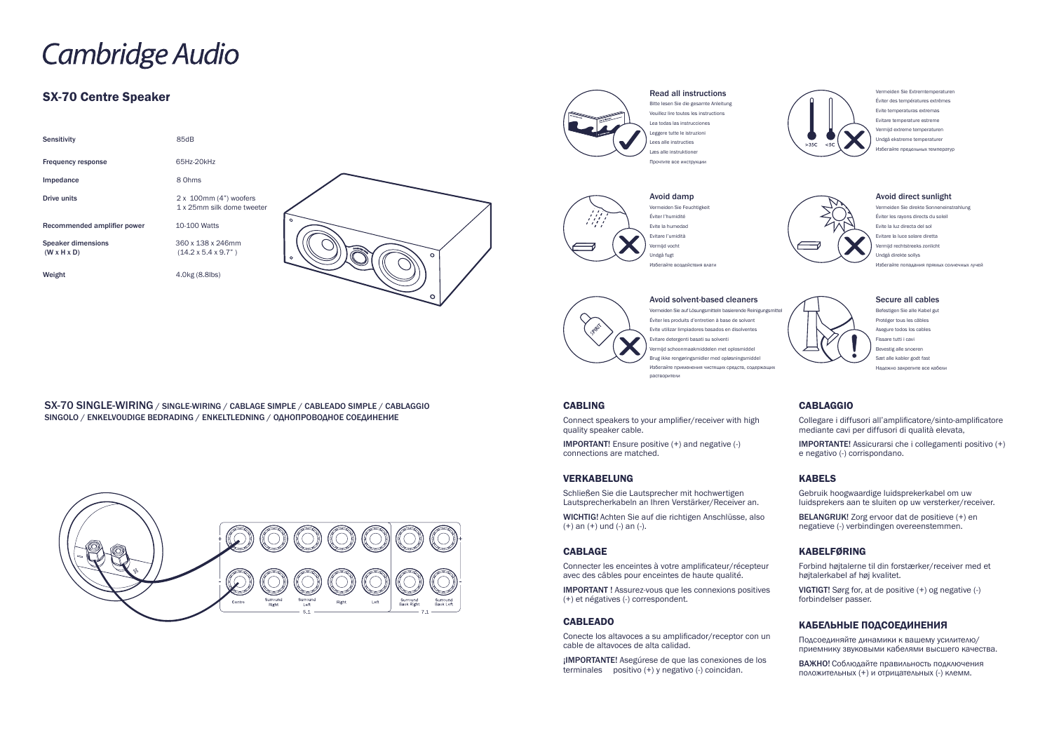# Cambridge Audio

## SX-70 Centre Speaker

| | |
|---|---|
| Sensitivity | 85dB |
| Frequency response | 65Hz-20kHz |
| Impedance | 8 Ohms |
| Drive units | 2 x 100mm (4") woofers<br>1 x 25mm silk dome tweeter |
| Recommended amplifier power | 10-100 Watts |
| Speaker dimensions (W x H x D) | 360 x 138 x 246mm (14.2 x 5.4 x 9.7") |
| Weight | 4.0kg (8.8lbs) |

### Read all instructions

Bitte lesen Sie die gesamte Anleitung
Veuillez lire toutes les instructions
Lea todas las instrucciones
Leggere tutte le istruzioni
Lees alle instructies
Læs alle instruktioner
Прочтите все инструкции

### Vermeiden Sie Extremtemperaturen

Éviter des températures extrêmes
Evite temperaturas extremas
Evitare temperature estreme
Vermijd extreme temperaturen
Undgå ekstreme temperaturer
Избегайте предельных температур

>35C <5C

### Avoid damp

Vermeiden Sie Feuchtigkeit
Éviter l'humidité
Evite la humedad
Evitare l'umidità
Vermijd vocht
Undgå fugt
Избегайте воздействия влаги

### Avoid direct sunlight

Vermeiden Sie direkte Sonneneinstrahlung
Éviter les rayons directs du soleil
Evite la luz directa del sol
Evitare la luce solare diretta
Vermijd rechtstreeks zonlicht
Undgå direkte sollys
Избегайте попадания прямых солнечных лучей

### Avoid solvent-based cleaners

Vermeiden Sie auf Lösungsmitteln basierende Reinigungsmittel
Éviter les produits d'entretien à base de solvant
Evite utilizar limpiadores basados en disolventes
Evitare detergenti basati su solventi
Vermijd schoonmaakmiddelen met oplosmiddel
Brug ikke rengøringsmidler med opløsningsmiddel
Избегайте применения чистящих средств, содержащих растворители

### Secure all cables

Befestigen Sie alle Kabel gut
Protéger tous les câbles
Asegure todos los cables
Fissare tutti i cavi
Bevestig alle snoeren
Sørt alle kabler godt fast
Надежно закрепите все кабели

## SX-70 SINGLE-WIRING / SINGLE-WIRING / CABLAGE SIMPLE / CABLEADO SIMPLE / CABLAGGIO SINGOLO / ENKELVOUDIGE BEDRADING / ENKELTLEDNING / ОДНОПРОВОДНОЕ СОЕДИНЕНИЕ

Centre | Surround Right | Surround Left | Right | Left | Surround Back Right | Surround Back Left

5.1 — 7.1

### CABLING

Connect speakers to your amplifier/receiver with high quality speaker cable.

**IMPORTANT!** Ensure positive (+) and negative (-) connections are matched.

### VERKABELUNG

Schließen Sie die Lautsprecher mit hochwertigen Lautsprecherkabeln an Ihren Verstärker/Receiver an.

**WICHTIG!** Achten Sie auf die richtigen Anschlüsse, also (+) an (+) und (-) an (-).

### CABLAGE

Connecter les enceintes à votre amplificateur/récepteur avec des câbles pour enceintes de haute qualité.

**IMPORTANT !** Assurez-vous que les connexions positives (+) et négatives (-) correspondent.

### CABLEADO

Conecte los altavoces a su amplificador/receptor con un cable de altavoces de alta calidad.

**¡IMPORTANTE!** Asegúrese de que las conexiones de los terminales positivo (+) y negativo (-) coincidan.

### CABLAGGIO

Collegare i diffusori all'amplificatore/sinto-amplificatore mediante cavi per diffusori di qualità elevata,

**IMPORTANTE!** Assicurarsi che i collegamenti positivo (+) e negativo (-) corrispondano.

### KABELS

Gebruik hoogwaardige luidsprekerkabel om uw luidsprekers aan te sluiten op uw versterker/receiver.

**BELANGRIJK!** Zorg ervoor dat de positieve (+) en negatieve (-) verbindingen overeenstemmen.

### KABELFØRING

Forbind højtalerne til din forstærker/receiver med et højtalerkabel af høj kvalitet.

**VIGTIGT!** Sørg for, at de positive (+) og negative (-) forbindelser passer.

### КАБЕЛЬНЫЕ ПОДСОЕДИНЕНИЯ

Подсоединяйте динамики к вашему усилителю/приемнику звуковыми кабелями высшего качества.

**ВАЖНО!** Соблюдайте правильность подключения положительных (+) и отрицательных (-) клемм.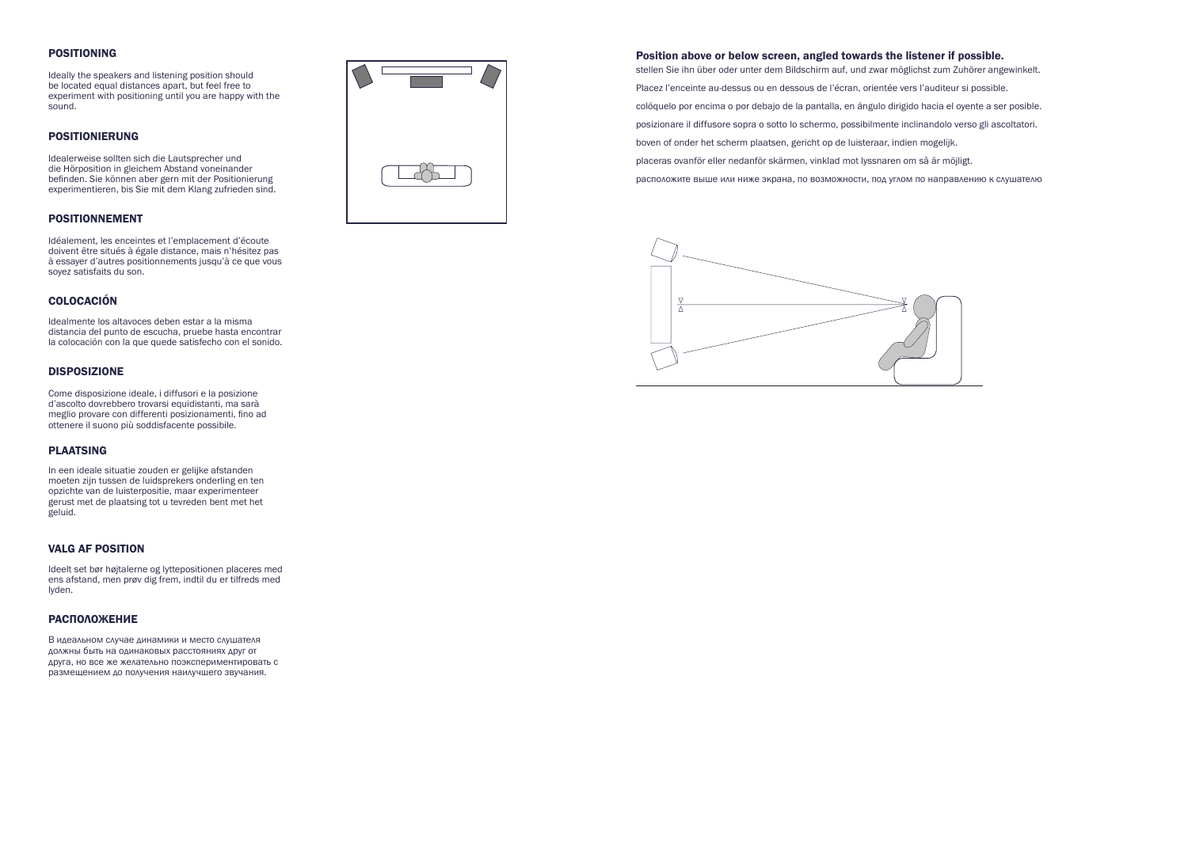## POSITIONING

Ideally the speakers and listening position should be located equal distances apart, but feel free to experiment with positioning until you are happy with the sound.

## POSITIONIERUNG

Idealerweise sollten sich die Lautsprecher und die Hörposition in gleichem Abstand voneinander befinden. Sie können aber gern mit der Positionierung experimentieren, bis Sie mit dem Klang zufrieden sind.

## POSITIONNEMENT

Idéalement, les enceintes et l'emplacement d'écoute doivent être situés à égale distance, mais n'hésitez pas à essayer d'autres positionnements jusqu'à ce que vous soyez satisfaits du son.

## COLOCACIÓN

Idealmente los altavoces deben estar a la misma distancia del punto de escucha, pruebe hasta encontrar la colocación con la que quede satisfecho con el sonido.

## DISPOSIZIONE

Come disposizione ideale, i diffusori e la posizione d'ascolto dovrebbero trovarsi equidistanti, ma sarà meglio provare con differenti posizionamenti, fino ad ottenere il suono più soddisfacente possibile.

## PLAATSING

In een ideale situatie zouden er gelijke afstanden moeten zijn tussen de luidsprekers onderling en ten opzichte van de luisterpositie, maar experimenteer gerust met de plaatsing tot u tevreden bent met het geluid.

## VALG AF POSITION

Ideelt set bør højtalerne og lyttepositionen placeres med ens afstand, men prøv dig frem, indtil du er tilfreds med lyden.

## РАСПОЛОЖЕНИЕ

В идеальном случае динамики и место слушателя должны быть на одинаковых расстояниях друг от друга, но все же желательно поэкспериментировать с размещением до получения наилучшего звучания.

**Position above or below screen, angled towards the listener if possible.**

stellen Sie ihn über oder unter dem Bildschirm auf, und zwar möglichst zum Zuhörer angewinkelt.

Placez l'enceinte au-dessus ou en dessous de l'écran, orientée vers l'auditeur si possible.

colóquelo por encima o por debajo de la pantalla, en ángulo dirigido hacia el oyente a ser posible.

posizionare il diffusore sopra o sotto lo schermo, possibilmente inclinandolo verso gli ascoltatori.

boven of onder het scherm plaatsen, gericht op de luisteraar, indien mogelijk.

placeras ovanför eller nedanför skärmen, vinklad mot lyssnaren om så är möjligt.

расположите выше или ниже экрана, по возможности, под углом по направлению к слушателю